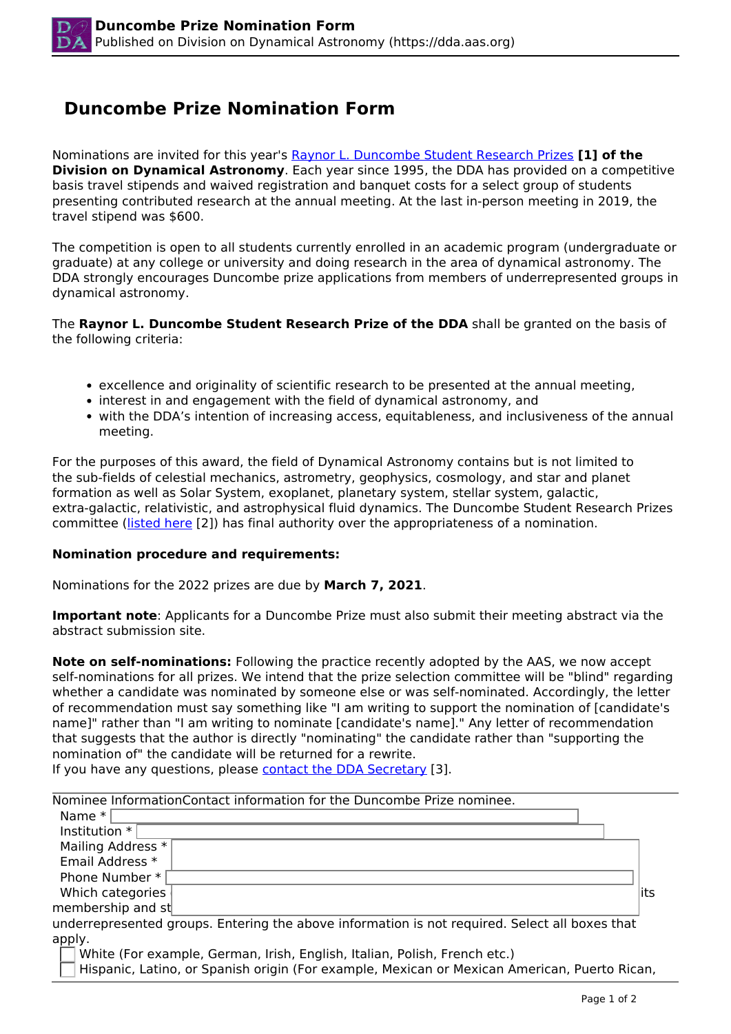# Duncombe Prize Nomination Form

Nominations are invited for this year's Raynor L. Duncombe Student Research Prizes **[1] of the Division on Dynamical Astronomy**. Each year since 1995, the DDA has provided on a competitive basis travel stipends and waived registration and banquet costs for a select group of students presenting contributed research at the annual meeting. At the last in-person meeting in 2019, the travel stipend was $600.

The competition is open to all students currently enrolled in an academic program (undergraduate or graduate) at any college or university and doing research in the area of dynamical astronomy. The DDA strongly encourages Duncombe prize applications from members of underrepresented groups in dynamical astronomy.

The **Raynor L. Duncombe Student Research Prize of the DDA** shall be granted on the basis of the following criteria:

- excellence and originality of scientific research to be presented at the annual meeting,
- interest in and engagement with the field of dynamical astronomy, and
- with the DDA's intention of increasing access, equitableness, and inclusiveness of the annual meeting.

For the purposes of this award, the field of Dynamical Astronomy contains but is not limited to the sub-fields of celestial mechanics, astrometry, geophysics, cosmology, and star and planet formation as well as Solar System, exoplanet, planetary system, stellar system, galactic, extra-galactic, relativistic, and astrophysical fluid dynamics. The Duncombe Student Research Prizes committee (listed here [2]) has final authority over the appropriateness of a nomination.

**Nomination procedure and requirements:**

Nominations for the 2022 prizes are due by **March 7, 2021**.

**Important note**: Applicants for a Duncombe Prize must also submit their meeting abstract via the abstract submission site.

**Note on self-nominations:** Following the practice recently adopted by the AAS, we now accept self-nominations for all prizes. We intend that the prize selection committee will be "blind" regarding whether a candidate was nominated by someone else or was self-nominated. Accordingly, the letter of recommendation must say something like "I am writing to support the nomination of [candidate's name]" rather than "I am writing to nominate [candidate's name]." Any letter of recommendation that suggests that the author is directly "nominating" the candidate rather than "supporting the nomination of" the candidate will be returned for a rewrite.
If you have any questions, please contact the DDA Secretary [3].

Nominee InformationContact information for the Duncombe Prize nominee.

Name *

Institution *

Mailing Address *

Email Address *

Phone Number *

Which categories ... its membership and st... underrepresented groups. Entering the above information is not required. Select all boxes that apply.

- [ ] White (For example, German, Irish, English, Italian, Polish, French etc.)
- [ ] Hispanic, Latino, or Spanish origin (For example, Mexican or Mexican American, Puerto Rican,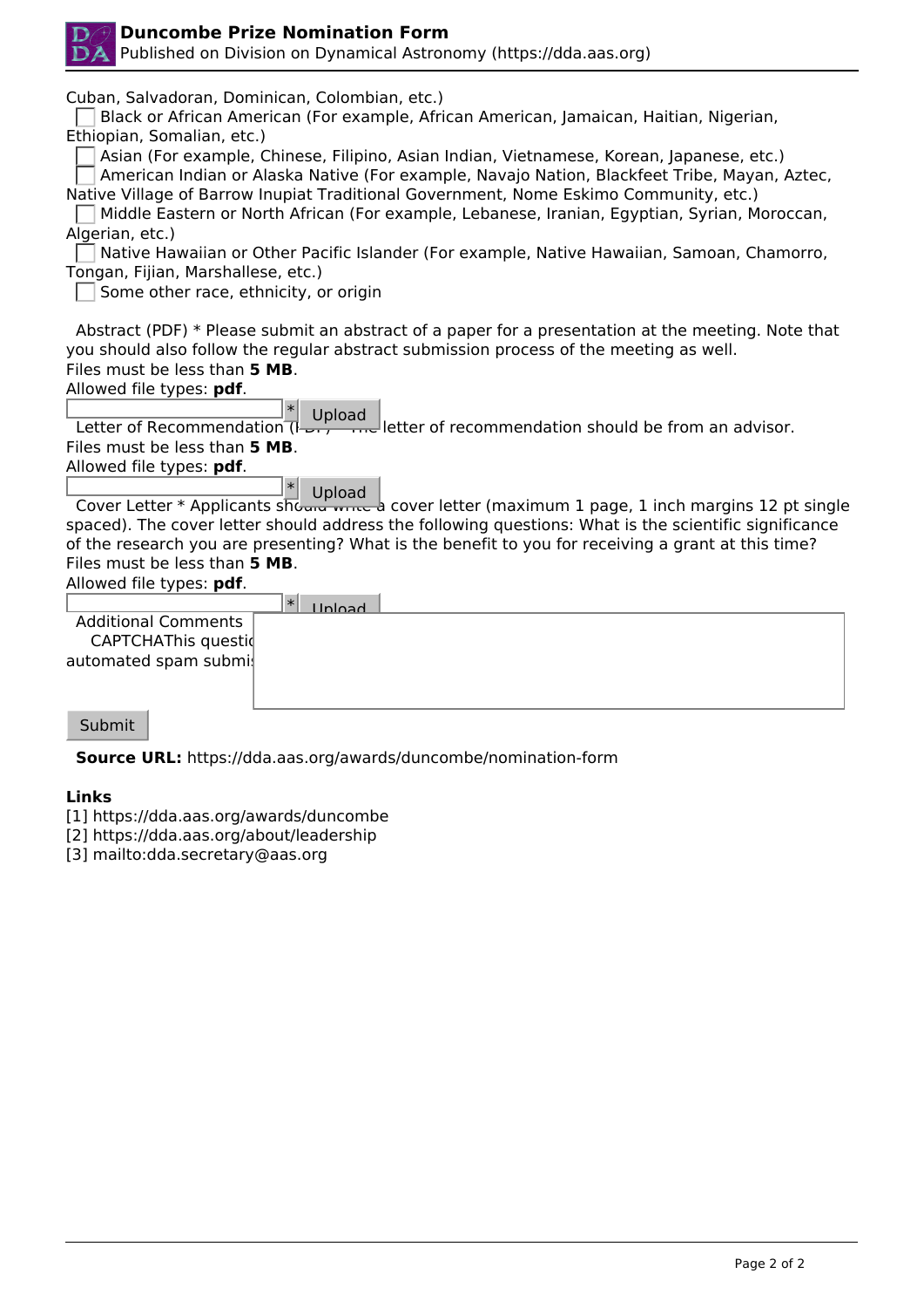Cuban, Salvadoran, Dominican, Colombian, etc.)

- Black or African American (For example, African American, Jamaican, Haitian, Nigerian, Ethiopian, Somalian, etc.)
- Asian (For example, Chinese, Filipino, Asian Indian, Vietnamese, Korean, Japanese, etc.)
- American Indian or Alaska Native (For example, Navajo Nation, Blackfeet Tribe, Mayan, Aztec, Native Village of Barrow Inupiat Traditional Government, Nome Eskimo Community, etc.)
- Middle Eastern or North African (For example, Lebanese, Iranian, Egyptian, Syrian, Moroccan, Algerian, etc.)
- Native Hawaiian or Other Pacific Islander (For example, Native Hawaiian, Samoan, Chamorro, Tongan, Fijian, Marshallese, etc.)
- Some other race, ethnicity, or origin

Abstract (PDF) * Please submit an abstract of a paper for a presentation at the meeting. Note that you should also follow the regular abstract submission process of the meeting as well.
Files must be less than **5 MB**.
Allowed file types: **pdf**.

Upload

Letter of Recommendation (PDF) * The letter of recommendation should be from an advisor.
Files must be less than **5 MB**.
Allowed file types: **pdf**.

Upload

Cover Letter * Applicants should write a cover letter (maximum 1 page, 1 inch margins 12 pt single spaced). The cover letter should address the following questions: What is the scientific significance of the research you are presenting? What is the benefit to you for receiving a grant at this time?
Files must be less than **5 MB**.
Allowed file types: **pdf**.

Upload

Additional Comments

CAPTCHAThis question ... automated spam submis...

Submit

**Source URL:** https://dda.aas.org/awards/duncombe/nomination-form

**Links**
[1] https://dda.aas.org/awards/duncombe
[2] https://dda.aas.org/about/leadership
[3] mailto:dda.secretary@aas.org